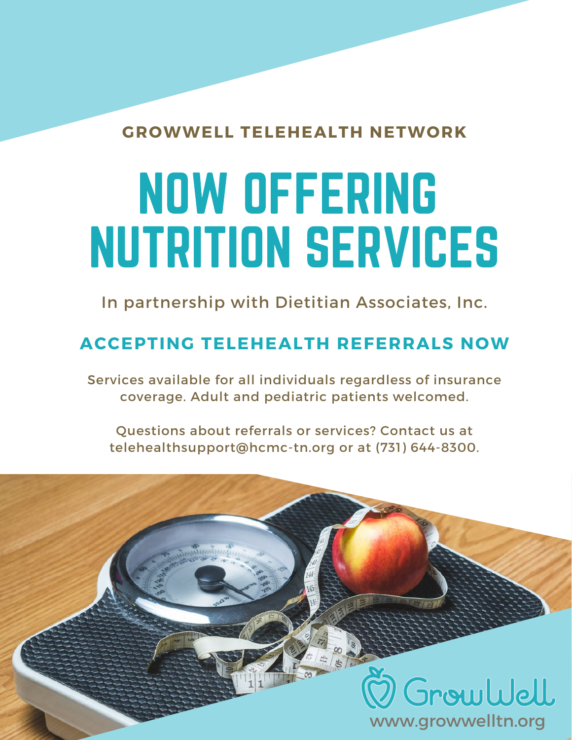**GROWWELL TELEHEALTH NETWORK**

# NOW OFFERING NUTRITION SERVICES

In partnership with Dietitian Associates, Inc.

## ACCEPTING TELEHEALTH REFERRALS NOW

Services available for all individuals regardless of insurance coverage. Adult and pediatric patients welcomed.

Questions about referrals or services? Contact us at telehealthsupport@hcmc-tn.org or at (731) 644-8300.

GrowWell

www.growwelltn.org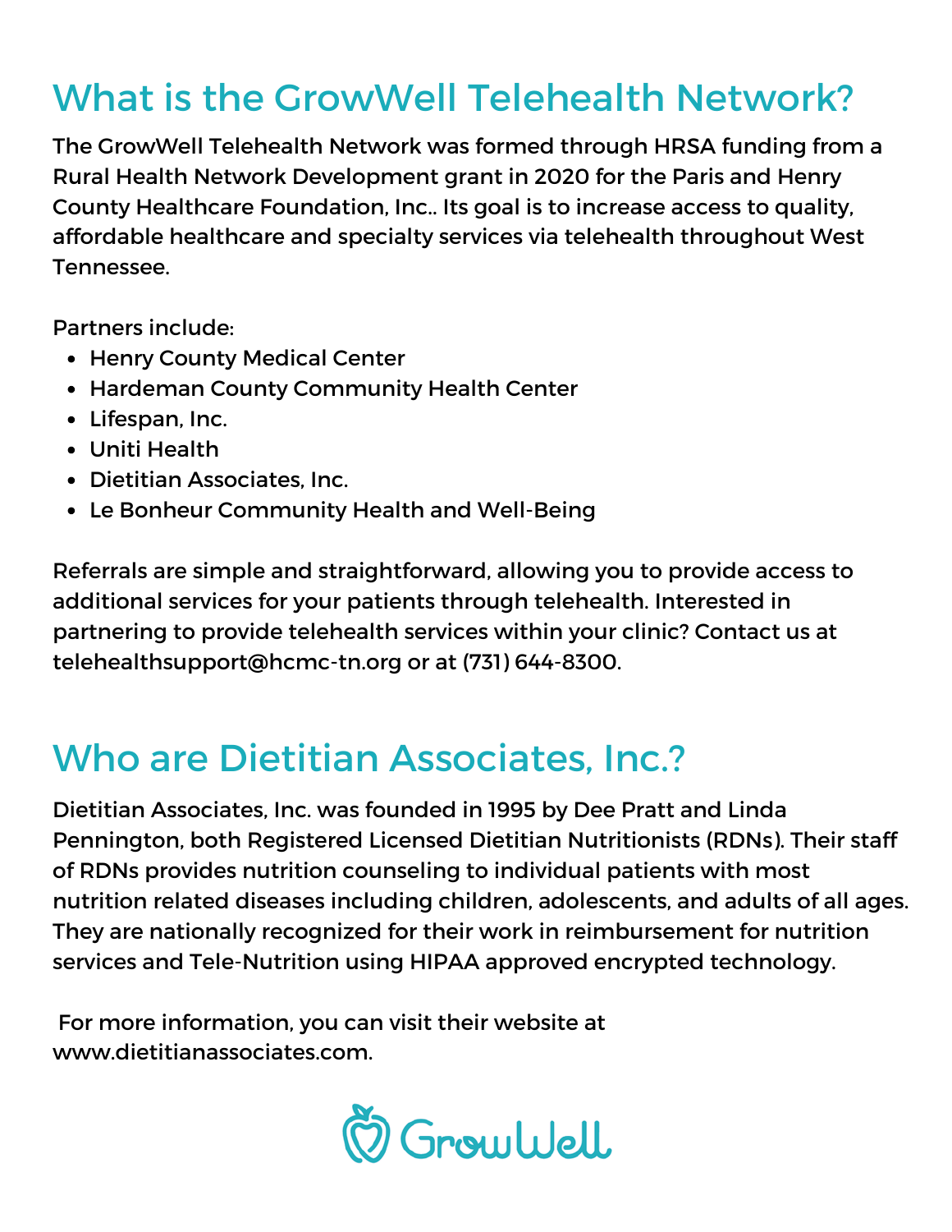# What is the GrowWell Telehealth Network?

The GrowWell Telehealth Network was formed through HRSA funding from a Rural Health Network Development grant in 2020 for the Paris and Henry County Healthcare Foundation, Inc.. Its goal is to increase access to quality, affordable healthcare and specialty services via telehealth throughout West Tennessee.

Partners include:

- Henry County Medical Center
- Hardeman County Community Health Center
- Lifespan, Inc.
- Uniti Health
- Dietitian Associates, Inc.
- Le Bonheur Community Health and Well-Being

Referrals are simple and straightforward, allowing you to provide access to additional services for your patients through telehealth. Interested in partnering to provide telehealth services within your clinic? Contact us at telehealthsupport@hcmc-tn.org or at (731) 644-8300.

# Who are Dietitian Associates, Inc.?

Dietitian Associates, Inc. was founded in 1995 by Dee Pratt and Linda Pennington, both Registered Licensed Dietitian Nutritionists (RDNs). Their staff of RDNs provides nutrition counseling to individual patients with most nutrition related diseases including children, adolescents, and adults of all ages. They are nationally recognized for their work in reimbursement for nutrition services and Tele-Nutrition using HIPAA approved encrypted technology.

For more information, you can visit their website at www.dietitianassociates.com.

GrowWell